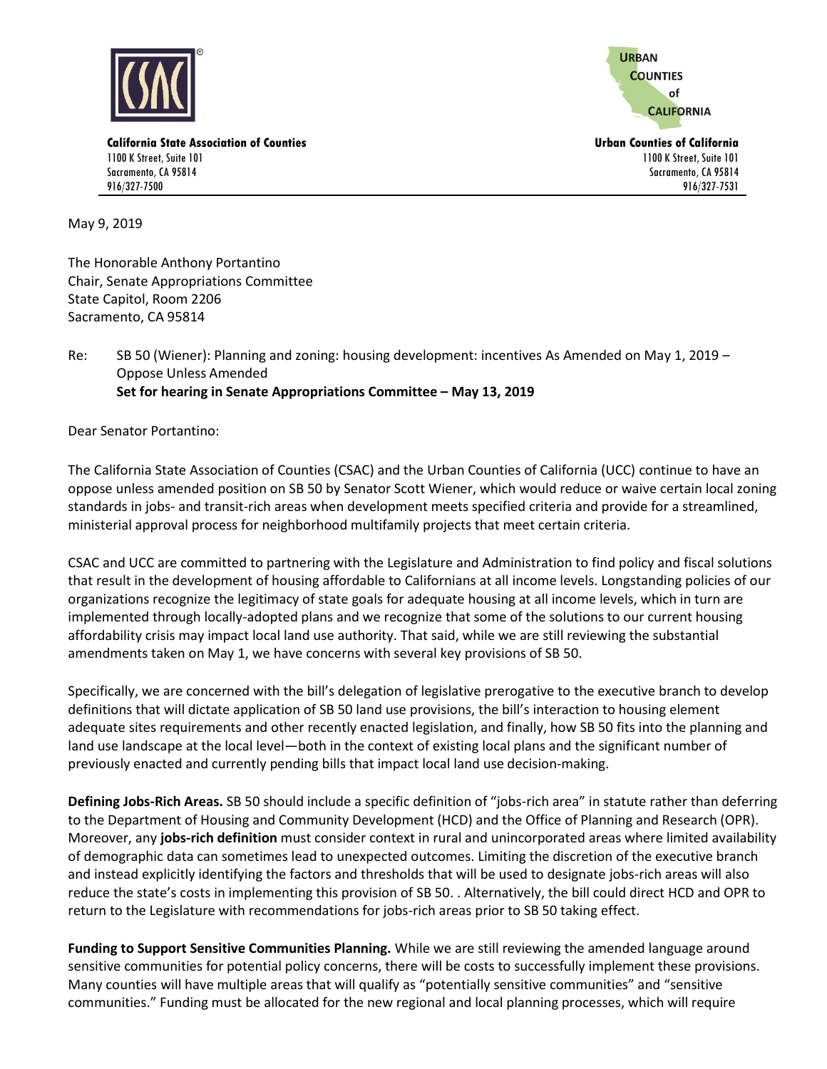**California State Association of Counties**
1100 K Street, Suite 101
Sacramento, CA 95814
916/327-7500

**Urban Counties of California**
1100 K Street, Suite 101
Sacramento, CA 95814
916/327-7531

May 9, 2019

The Honorable Anthony Portantino
Chair, Senate Appropriations Committee
State Capitol, Room 2206
Sacramento, CA 95814

Re: SB 50 (Wiener): Planning and zoning: housing development: incentives As Amended on May 1, 2019 – Oppose Unless Amended
**Set for hearing in Senate Appropriations Committee – May 13, 2019**

Dear Senator Portantino:

The California State Association of Counties (CSAC) and the Urban Counties of California (UCC) continue to have an oppose unless amended position on SB 50 by Senator Scott Wiener, which would reduce or waive certain local zoning standards in jobs- and transit-rich areas when development meets specified criteria and provide for a streamlined, ministerial approval process for neighborhood multifamily projects that meet certain criteria.

CSAC and UCC are committed to partnering with the Legislature and Administration to find policy and fiscal solutions that result in the development of housing affordable to Californians at all income levels. Longstanding policies of our organizations recognize the legitimacy of state goals for adequate housing at all income levels, which in turn are implemented through locally-adopted plans and we recognize that some of the solutions to our current housing affordability crisis may impact local land use authority. That said, while we are still reviewing the substantial amendments taken on May 1, we have concerns with several key provisions of SB 50.

Specifically, we are concerned with the bill's delegation of legislative prerogative to the executive branch to develop definitions that will dictate application of SB 50 land use provisions, the bill's interaction to housing element adequate sites requirements and other recently enacted legislation, and finally, how SB 50 fits into the planning and land use landscape at the local level—both in the context of existing local plans and the significant number of previously enacted and currently pending bills that impact local land use decision-making.

**Defining Jobs-Rich Areas.** SB 50 should include a specific definition of "jobs-rich area" in statute rather than deferring to the Department of Housing and Community Development (HCD) and the Office of Planning and Research (OPR). Moreover, any **jobs-rich definition** must consider context in rural and unincorporated areas where limited availability of demographic data can sometimes lead to unexpected outcomes. Limiting the discretion of the executive branch and instead explicitly identifying the factors and thresholds that will be used to designate jobs-rich areas will also reduce the state's costs in implementing this provision of SB 50. . Alternatively, the bill could direct HCD and OPR to return to the Legislature with recommendations for jobs-rich areas prior to SB 50 taking effect.

**Funding to Support Sensitive Communities Planning.** While we are still reviewing the amended language around sensitive communities for potential policy concerns, there will be costs to successfully implement these provisions. Many counties will have multiple areas that will qualify as "potentially sensitive communities" and "sensitive communities." Funding must be allocated for the new regional and local planning processes, which will require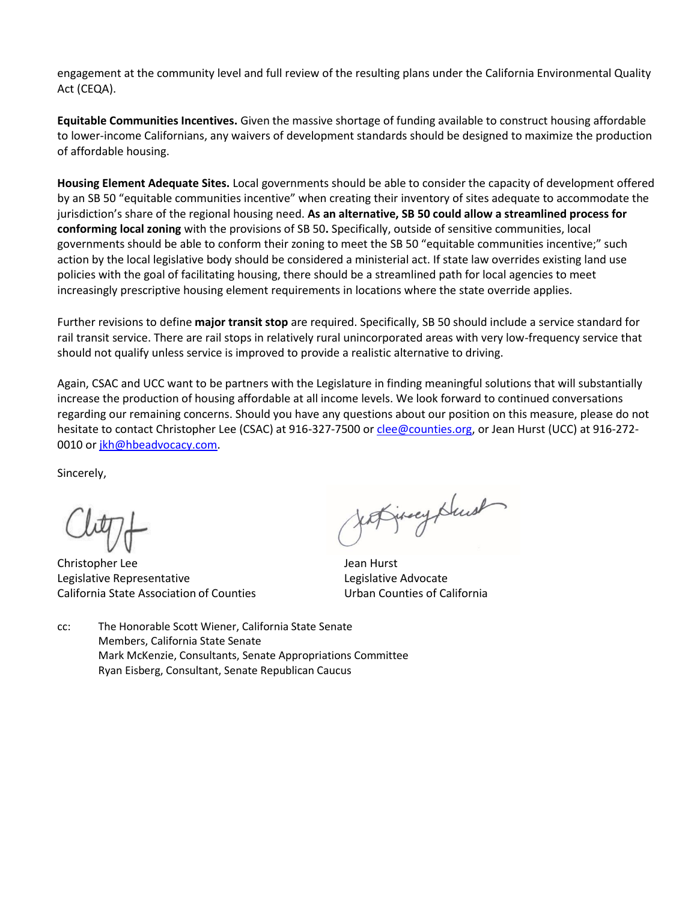engagement at the community level and full review of the resulting plans under the California Environmental Quality Act (CEQA).

**Equitable Communities Incentives.** Given the massive shortage of funding available to construct housing affordable to lower-income Californians, any waivers of development standards should be designed to maximize the production of affordable housing.

**Housing Element Adequate Sites.** Local governments should be able to consider the capacity of development offered by an SB 50 "equitable communities incentive" when creating their inventory of sites adequate to accommodate the jurisdiction's share of the regional housing need. **As an alternative, SB 50 could allow a streamlined process for conforming local zoning** with the provisions of SB 50**.** Specifically, outside of sensitive communities, local governments should be able to conform their zoning to meet the SB 50 "equitable communities incentive;" such action by the local legislative body should be considered a ministerial act. If state law overrides existing land use policies with the goal of facilitating housing, there should be a streamlined path for local agencies to meet increasingly prescriptive housing element requirements in locations where the state override applies.

Further revisions to define **major transit stop** are required. Specifically, SB 50 should include a service standard for rail transit service. There are rail stops in relatively rural unincorporated areas with very low-frequency service that should not qualify unless service is improved to provide a realistic alternative to driving.

Again, CSAC and UCC want to be partners with the Legislature in finding meaningful solutions that will substantially increase the production of housing affordable at all income levels. We look forward to continued conversations regarding our remaining concerns. Should you have any questions about our position on this measure, please do not hesitate to contact Christopher Lee (CSAC) at 916-327-7500 or clee@counties.org, or Jean Hurst (UCC) at 916-272-0010 or jkh@hbeadvocacy.com.

Sincerely,

Christopher Lee
Legislative Representative
California State Association of Counties

Jean Hurst
Legislative Advocate
Urban Counties of California

cc: The Honorable Scott Wiener, California State Senate
Members, California State Senate
Mark McKenzie, Consultants, Senate Appropriations Committee
Ryan Eisberg, Consultant, Senate Republican Caucus